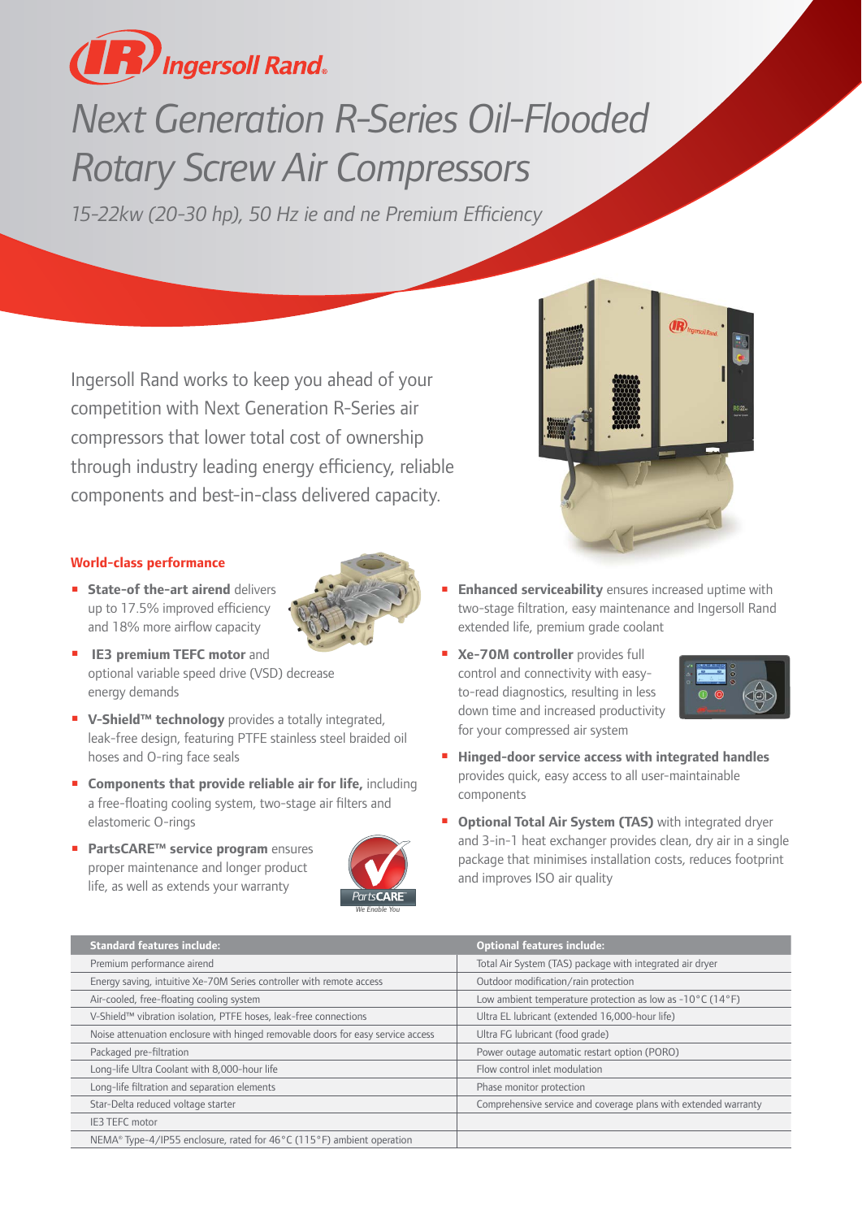# Next Generation R-Series Oil-Flooded Rotary Screw Air Compressors

*15-22kw (20-30 hp), 50 Hz ie and ne Premium Efficiency*

Ingersoll Rand works to keep you ahead of your competition with Next Generation R-Series air compressors that lower total cost of ownership through industry leading energy efficiency, reliable components and best-in-class delivered capacity.

## World-class performance

- **State-of the-art airend** delivers up to 17.5% improved efficiency and 18% more airflow capacity
- **IE3 premium TEFC motor** and optional variable speed drive (VSD) decrease energy demands
- **V-Shield™ technology** provides a totally integrated, leak-free design, featuring PTFE stainless steel braided oil hoses and O-ring face seals
- **Components that provide reliable air for life,** including a free-floating cooling system, two-stage air filters and elastomeric O-rings
- **PartsCARE™ service program** ensures proper maintenance and longer product life, as well as extends your warranty
- **Enhanced serviceability** ensures increased uptime with two-stage filtration, easy maintenance and Ingersoll Rand extended life, premium grade coolant
- **Xe-70M controller** provides full control and connectivity with easy-to-read diagnostics, resulting in less down time and increased productivity for your compressed air system
- **Hinged-door service access with integrated handles** provides quick, easy access to all user-maintainable components
- **Optional Total Air System (TAS)** with integrated dryer and 3-in-1 heat exchanger provides clean, dry air in a single package that minimises installation costs, reduces footprint and improves ISO air quality

| Standard features include: | Optional features include: |
|---|---|
| Premium performance airend | Total Air System (TAS) package with integrated air dryer |
| Energy saving, intuitive Xe-70M Series controller with remote access | Outdoor modification/rain protection |
| Air-cooled, free-floating cooling system | Low ambient temperature protection as low as -10°C (14°F) |
| V-Shield™ vibration isolation, PTFE hoses, leak-free connections | Ultra EL lubricant (extended 16,000-hour life) |
| Noise attenuation enclosure with hinged removable doors for easy service access | Ultra FG lubricant (food grade) |
| Packaged pre-filtration | Power outage automatic restart option (PORO) |
| Long-life Ultra Coolant with 8,000-hour life | Flow control inlet modulation |
| Long-life filtration and separation elements | Phase monitor protection |
| Star-Delta reduced voltage starter | Comprehensive service and coverage plans with extended warranty |
| IE3 TEFC motor | |
| NEMA® Type-4/IP55 enclosure, rated for 46°C (115°F) ambient operation | |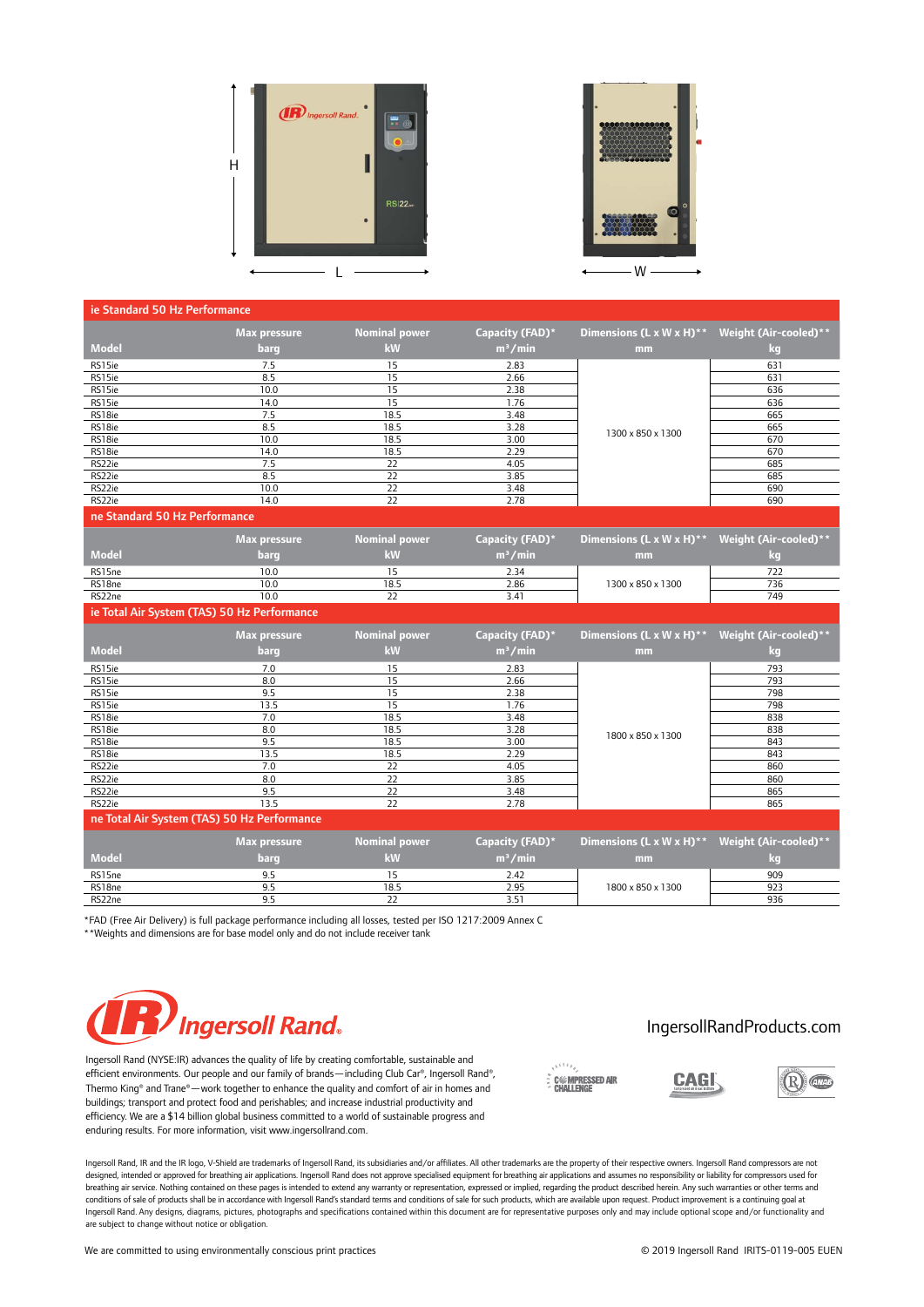H

L

W

## ie Standard 50 Hz Performance

| Model | Max pressure barg | Nominal power kW | Capacity (FAD)* m³/min | Dimensions (L x W x H)** mm | Weight (Air-cooled)** kg |
|---|---|---|---|---|---|
| RS15ie | 7.5 | 15 | 2.83 | 1300 x 850 x 1300 | 631 |
| RS15ie | 8.5 | 15 | 2.66 | | 631 |
| RS15ie | 10.0 | 15 | 2.38 | | 636 |
| RS15ie | 14.0 | 15 | 1.76 | | 636 |
| RS18ie | 7.5 | 18.5 | 3.48 | | 665 |
| RS18ie | 8.5 | 18.5 | 3.28 | | 665 |
| RS18ie | 10.0 | 18.5 | 3.00 | | 670 |
| RS18ie | 14.0 | 18.5 | 2.29 | | 670 |
| RS22ie | 7.5 | 22 | 4.05 | | 685 |
| RS22ie | 8.5 | 22 | 3.85 | | 685 |
| RS22ie | 10.0 | 22 | 3.48 | | 690 |
| RS22ie | 14.0 | 22 | 2.78 | | 690 |

## ne Standard 50 Hz Performance

| Model | Max pressure barg | Nominal power kW | Capacity (FAD)* m³/min | Dimensions (L x W x H)** mm | Weight (Air-cooled)** kg |
|---|---|---|---|---|---|
| RS15ne | 10.0 | 15 | 2.34 | 1300 x 850 x 1300 | 722 |
| RS18ne | 10.0 | 18.5 | 2.86 | | 736 |
| RS22ne | 10.0 | 22 | 3.41 | | 749 |

## ie Total Air System (TAS) 50 Hz Performance

| Model | Max pressure barg | Nominal power kW | Capacity (FAD)* m³/min | Dimensions (L x W x H)** mm | Weight (Air-cooled)** kg |
|---|---|---|---|---|---|
| RS15ie | 7.0 | 15 | 2.83 | 1800 x 850 x 1300 | 793 |
| RS15ie | 8.0 | 15 | 2.66 | | 793 |
| RS15ie | 9.5 | 15 | 2.38 | | 798 |
| RS15ie | 13.5 | 15 | 1.76 | | 798 |
| RS18ie | 7.0 | 18.5 | 3.48 | | 838 |
| RS18ie | 8.0 | 18.5 | 3.28 | | 838 |
| RS18ie | 9.5 | 18.5 | 3.00 | | 843 |
| RS18ie | 13.5 | 18.5 | 2.29 | | 843 |
| RS22ie | 7.0 | 22 | 4.05 | | 860 |
| RS22ie | 8.0 | 22 | 3.85 | | 860 |
| RS22ie | 9.5 | 22 | 3.48 | | 865 |
| RS22ie | 13.5 | 22 | 2.78 | | 865 |

## ne Total Air System (TAS) 50 Hz Performance

| Model | Max pressure barg | Nominal power kW | Capacity (FAD)* m³/min | Dimensions (L x W x H)** mm | Weight (Air-cooled)** kg |
|---|---|---|---|---|---|
| RS15ne | 9.5 | 15 | 2.42 | 1800 x 850 x 1300 | 909 |
| RS18ne | 9.5 | 18.5 | 2.95 | | 923 |
| RS22ne | 9.5 | 22 | 3.51 | | 936 |

*FAD (Free Air Delivery) is full package performance including all losses, tested per ISO 1217:2009 Annex C

**Weights and dimensions are for base model only and do not include receiver tank

IngersollRandProducts.com

Ingersoll Rand (NYSE:IR) advances the quality of life by creating comfortable, sustainable and efficient environments. Our people and our family of brands—including Club Car®, Ingersoll Rand®, Thermo King® and Trane®—work together to enhance the quality and comfort of air in homes and buildings; transport and protect food and perishables; and increase industrial productivity and efficiency. We are a $14 billion global business committed to a world of sustainable progress and enduring results. For more information, visit www.ingersollrand.com.

Ingersoll Rand, IR and the IR logo, V-Shield are trademarks of Ingersoll Rand, its subsidiaries and/or affiliates. All other trademarks are the property of their respective owners. Ingersoll Rand compressors are not designed, intended or approved for breathing air applications. Ingersoll Rand does not approve specialised equipment for breathing air applications and assumes no responsibility or liability for compressors used for breathing air service. Nothing contained on these pages is intended to extend any warranty or representation, expressed or implied, regarding the product described herein. Any such warranties or other terms and conditions of sale of products shall be in accordance with Ingersoll Rand's standard terms and conditions of sale for such products, which are available upon request. Product improvement is a continuing goal at Ingersoll Rand. Any designs, diagrams, pictures, photographs and specifications contained within this document are for representative purposes only and may include optional scope and/or functionality and are subject to change without notice or obligation.

We are committed to using environmentally conscious print practices

© 2019 Ingersoll Rand IRITS-0119-005 EUEN